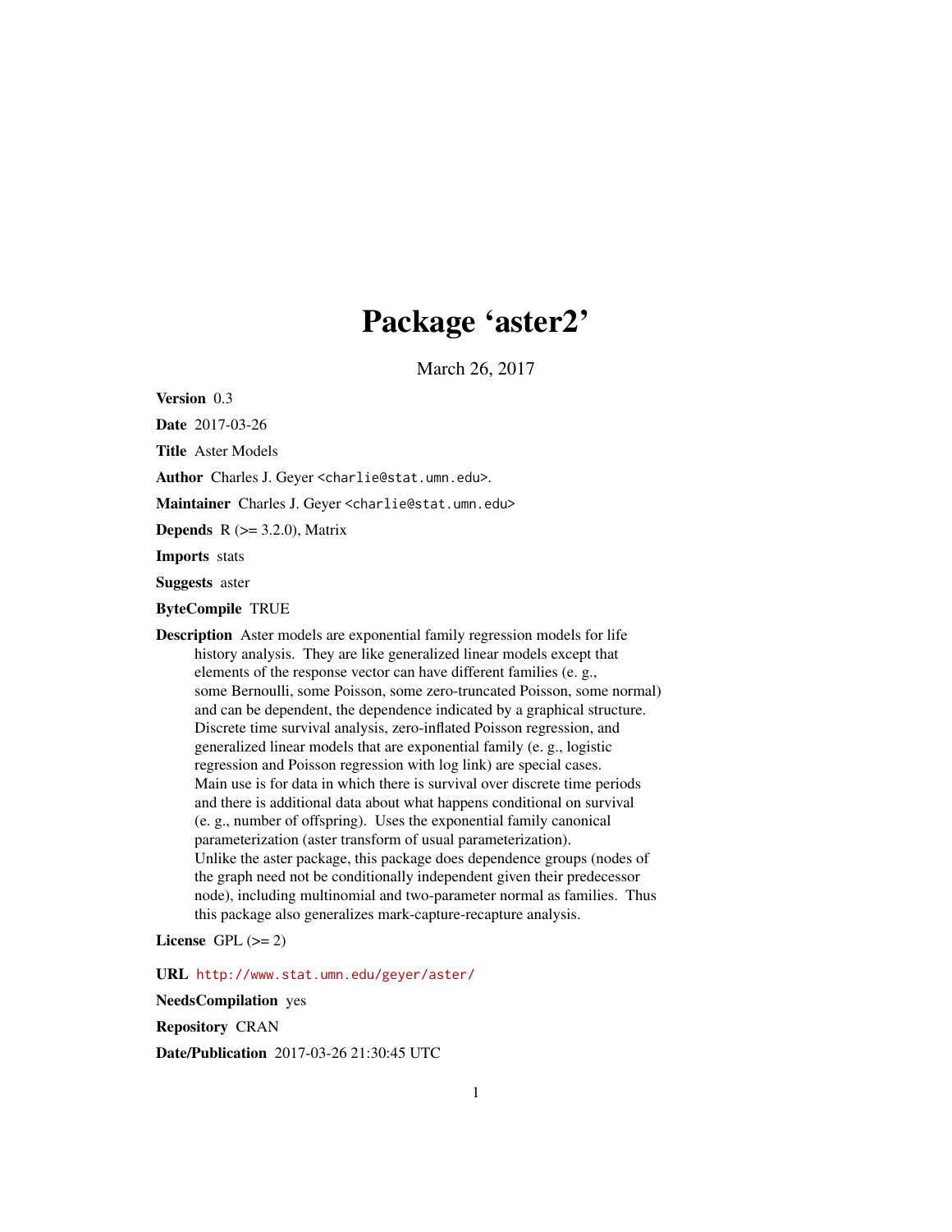# Package 'aster2'

March 26, 2017

**Version** 0.3

**Date** 2017-03-26

**Title** Aster Models

**Author** Charles J. Geyer <charlie@stat.umn.edu>.

**Maintainer** Charles J. Geyer <charlie@stat.umn.edu>

**Depends** R (>= 3.2.0), Matrix

**Imports** stats

**Suggests** aster

**ByteCompile** TRUE

**Description** Aster models are exponential family regression models for life history analysis. They are like generalized linear models except that elements of the response vector can have different families (e. g., some Bernoulli, some Poisson, some zero-truncated Poisson, some normal) and can be dependent, the dependence indicated by a graphical structure. Discrete time survival analysis, zero-inflated Poisson regression, and generalized linear models that are exponential family (e. g., logistic regression and Poisson regression with log link) are special cases. Main use is for data in which there is survival over discrete time periods and there is additional data about what happens conditional on survival (e. g., number of offspring). Uses the exponential family canonical parameterization (aster transform of usual parameterization). Unlike the aster package, this package does dependence groups (nodes of the graph need not be conditionally independent given their predecessor node), including multinomial and two-parameter normal as families. Thus this package also generalizes mark-capture-recapture analysis.

**License** GPL (>= 2)

**URL** http://www.stat.umn.edu/geyer/aster/

**NeedsCompilation** yes

**Repository** CRAN

**Date/Publication** 2017-03-26 21:30:45 UTC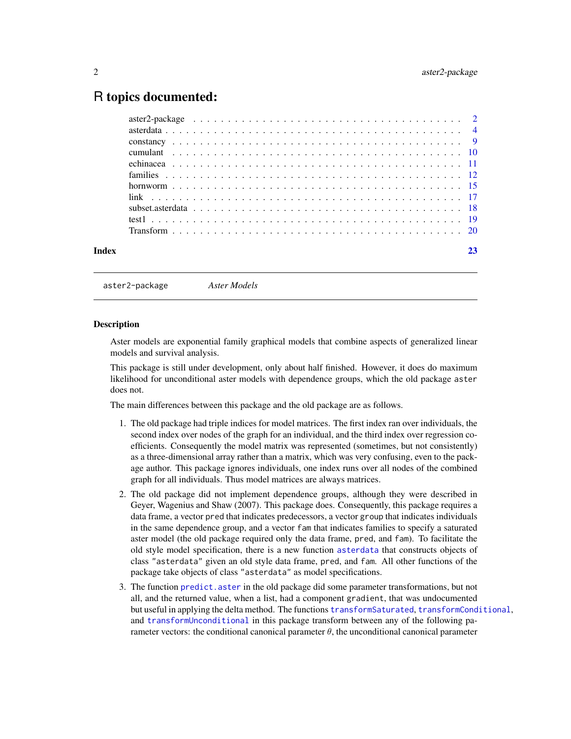# R topics documented:

| | |
|---|---|
| aster2-package | 2 |
| asterdata | 4 |
| constancy | 9 |
| cumulant | 10 |
| echinacea | 11 |
| families | 12 |
| hornworm | 15 |
| link | 17 |
| subset.asterdata | 18 |
| test1 | 19 |
| Transform | 20 |
| **Index** | **23** |

---

aster2-package *Aster Models*

---

### Description

Aster models are exponential family graphical models that combine aspects of generalized linear models and survival analysis.

This package is still under development, only about half finished. However, it does do maximum likelihood for unconditional aster models with dependence groups, which the old package `aster` does not.

The main differences between this package and the old package are as follows.

1. The old package had triple indices for model matrices. The first index ran over individuals, the second index over nodes of the graph for an individual, and the third index over regression coefficients. Consequently the model matrix was represented (sometimes, but not consistently) as a three-dimensional array rather than a matrix, which was very confusing, even to the package author. This package ignores individuals, one index runs over all nodes of the combined graph for all individuals. Thus model matrices are always matrices.
2. The old package did not implement dependence groups, although they were described in Geyer, Wagenius and Shaw (2007). This package does. Consequently, this package requires a data frame, a vector `pred` that indicates predecessors, a vector `group` that indicates individuals in the same dependence group, and a vector `fam` that indicates families to specify a saturated aster model (the old package required only the data frame, `pred`, and `fam`). To facilitate the old style model specification, there is a new function `asterdata` that constructs objects of class `"asterdata"` given an old style data frame, `pred`, and `fam`. All other functions of the package take objects of class `"asterdata"` as model specifications.
3. The function `predict.aster` in the old package did some parameter transformations, but not all, and the returned value, when a list, had a component `gradient`, that was undocumented but useful in applying the delta method. The functions `transformSaturated`, `transformConditional`, and `transformUnconditional` in this package transform between any of the following parameter vectors: the conditional canonical parameter $\theta$, the unconditional canonical parameter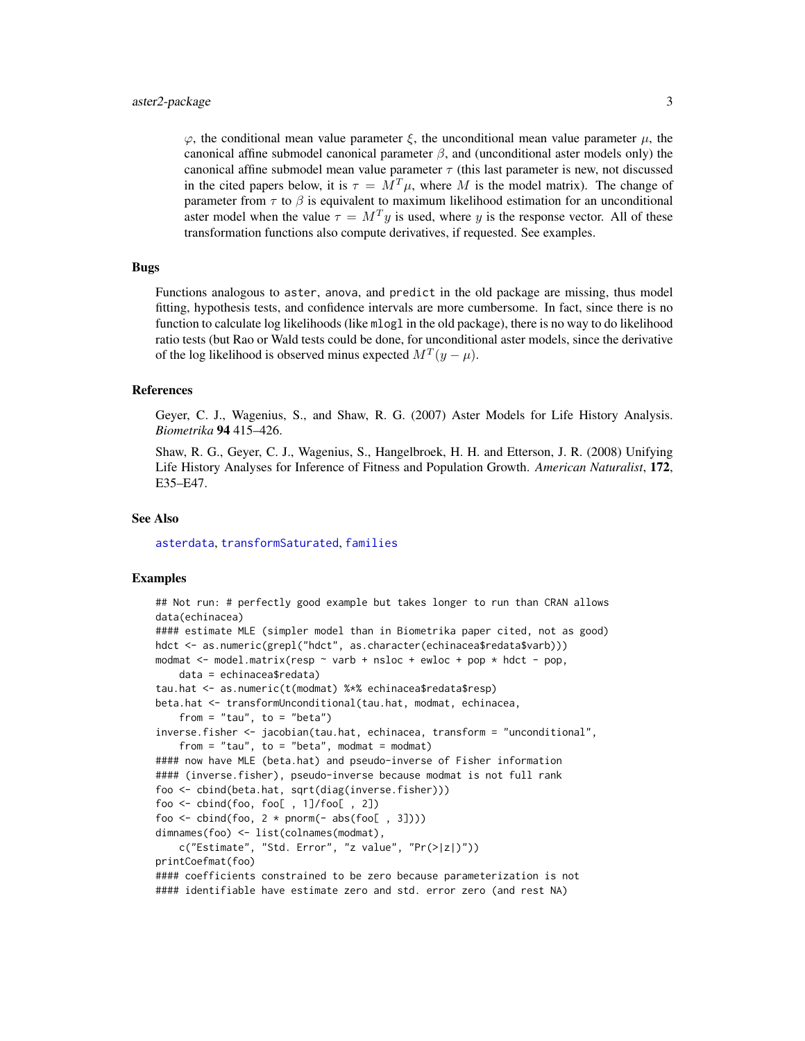$\varphi$, the conditional mean value parameter $\xi$, the unconditional mean value parameter $\mu$, the canonical affine submodel canonical parameter $\beta$, and (unconditional aster models only) the canonical affine submodel mean value parameter $\tau$ (this last parameter is new, not discussed in the cited papers below, it is $\tau = M^T \mu$, where $M$ is the model matrix). The change of parameter from $\tau$ to $\beta$ is equivalent to maximum likelihood estimation for an unconditional aster model when the value $\tau = M^T y$ is used, where $y$ is the response vector. All of these transformation functions also compute derivatives, if requested. See examples.

## Bugs

Functions analogous to aster, anova, and predict in the old package are missing, thus model fitting, hypothesis tests, and confidence intervals are more cumbersome. In fact, since there is no function to calculate log likelihoods (like mlogl in the old package), there is no way to do likelihood ratio tests (but Rao or Wald tests could be done, for unconditional aster models, since the derivative of the log likelihood is observed minus expected $M^T (y - \mu)$.

## References

Geyer, C. J., Wagenius, S., and Shaw, R. G. (2007) Aster Models for Life History Analysis. *Biometrika* **94** 415–426.

Shaw, R. G., Geyer, C. J., Wagenius, S., Hangelbroek, H. H. and Etterson, J. R. (2008) Unifying Life History Analyses for Inference of Fitness and Population Growth. *American Naturalist*, **172**, E35–E47.

## See Also

asterdata, transformSaturated, families

## Examples

```
## Not run: # perfectly good example but takes longer to run than CRAN allows
data(echinacea)
#### estimate MLE (simpler model than in Biometrika paper cited, not as good)
hdct <- as.numeric(grepl("hdct", as.character(echinacea$redata$varb)))
modmat <- model.matrix(resp ~ varb + nsloc + ewloc + pop * hdct - pop,
    data = echinacea$redata)
tau.hat <- as.numeric(t(modmat) %*% echinacea$redata$resp)
beta.hat <- transformUnconditional(tau.hat, modmat, echinacea,
    from = "tau", to = "beta")
inverse.fisher <- jacobian(tau.hat, echinacea, transform = "unconditional",
    from = "tau", to = "beta", modmat = modmat)
#### now have MLE (beta.hat) and pseudo-inverse of Fisher information
#### (inverse.fisher), pseudo-inverse because modmat is not full rank
foo <- cbind(beta.hat, sqrt(diag(inverse.fisher)))
foo <- cbind(foo, foo[ , 1]/foo[ , 2])
foo <- cbind(foo, 2 * pnorm(- abs(foo[ , 3])))
dimnames(foo) <- list(colnames(modmat),
    c("Estimate", "Std. Error", "z value", "Pr(>|z|)"))
printCoefmat(foo)
#### coefficients constrained to be zero because parameterization is not
#### identifiable have estimate zero and std. error zero (and rest NA)
```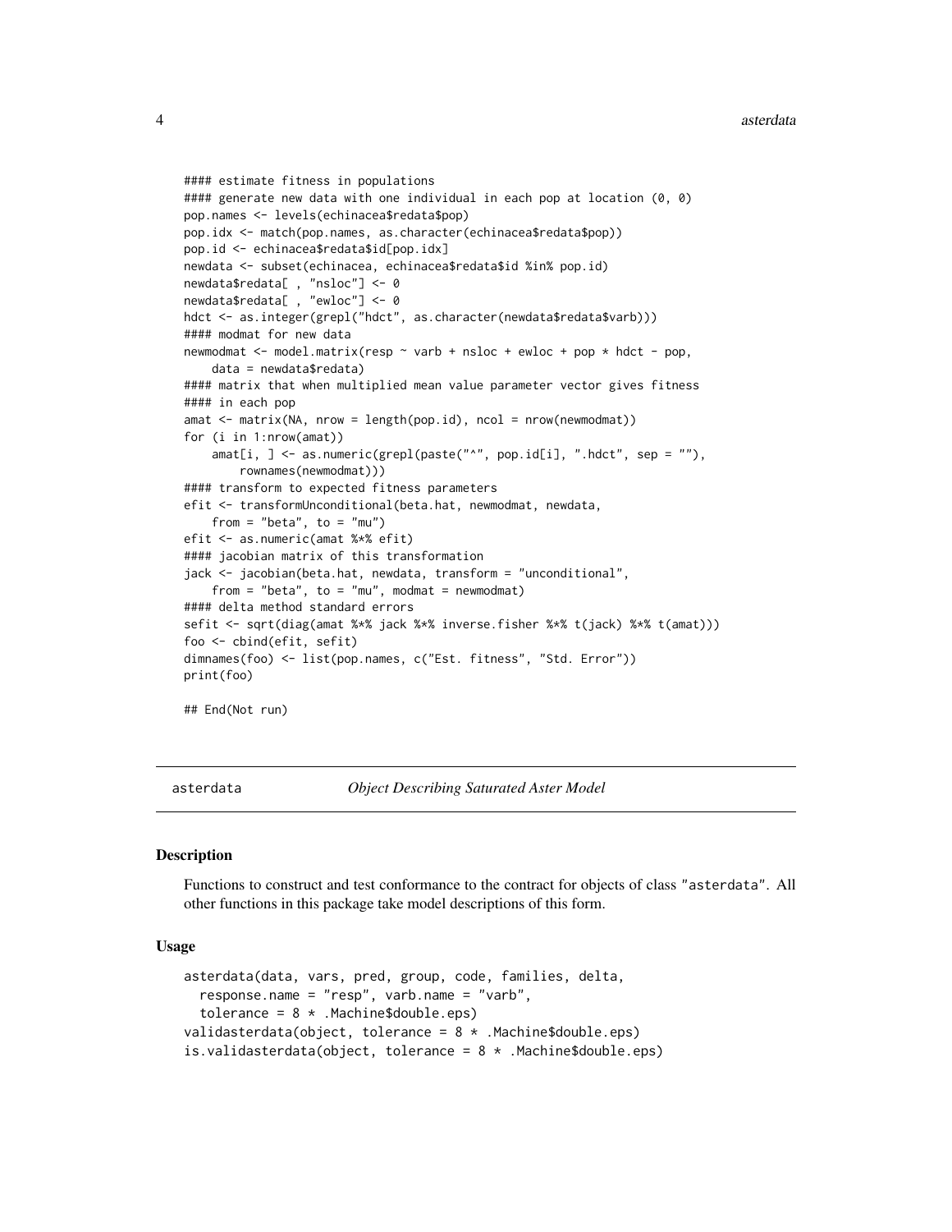```
#### estimate fitness in populations
#### generate new data with one individual in each pop at location (0, 0)
pop.names <- levels(echinacea$redata$pop)
pop.idx <- match(pop.names, as.character(echinacea$redata$pop))
pop.id <- echinacea$redata$id[pop.idx]
newdata <- subset(echinacea, echinacea$redata$id %in% pop.id)
newdata$redata[ , "nsloc"] <- 0
newdata$redata[ , "ewloc"] <- 0
hdct <- as.integer(grepl("hdct", as.character(newdata$redata$varb)))
#### modmat for new data
newmodmat <- model.matrix(resp ~ varb + nsloc + ewloc + pop * hdct - pop,
    data = newdata$redata)
#### matrix that when multiplied mean value parameter vector gives fitness
#### in each pop
amat <- matrix(NA, nrow = length(pop.id), ncol = nrow(newmodmat))
for (i in 1:nrow(amat))
    amat[i, ] <- as.numeric(grepl(paste("^", pop.id[i], ".hdct", sep = ""),
        rownames(newmodmat)))
#### transform to expected fitness parameters
efit <- transformUnconditional(beta.hat, newmodmat, newdata,
    from = "beta", to = "mu")
efit <- as.numeric(amat %*% efit)
#### jacobian matrix of this transformation
jack <- jacobian(beta.hat, newdata, transform = "unconditional",
    from = "beta", to = "mu", modmat = newmodmat)
#### delta method standard errors
sefit <- sqrt(diag(amat %*% jack %*% inverse.fisher %*% t(jack) %*% t(amat)))
foo <- cbind(efit, sefit)
dimnames(foo) <- list(pop.names, c("Est. fitness", "Std. Error"))
print(foo)

## End(Not run)
```

## asterdata — *Object Describing Saturated Aster Model*

### Description

Functions to construct and test conformance to the contract for objects of class "asterdata". All other functions in this package take model descriptions of this form.

### Usage

```
asterdata(data, vars, pred, group, code, families, delta,
  response.name = "resp", varb.name = "varb",
  tolerance = 8 * .Machine$double.eps)
validasterdata(object, tolerance = 8 * .Machine$double.eps)
is.validasterdata(object, tolerance = 8 * .Machine$double.eps)
```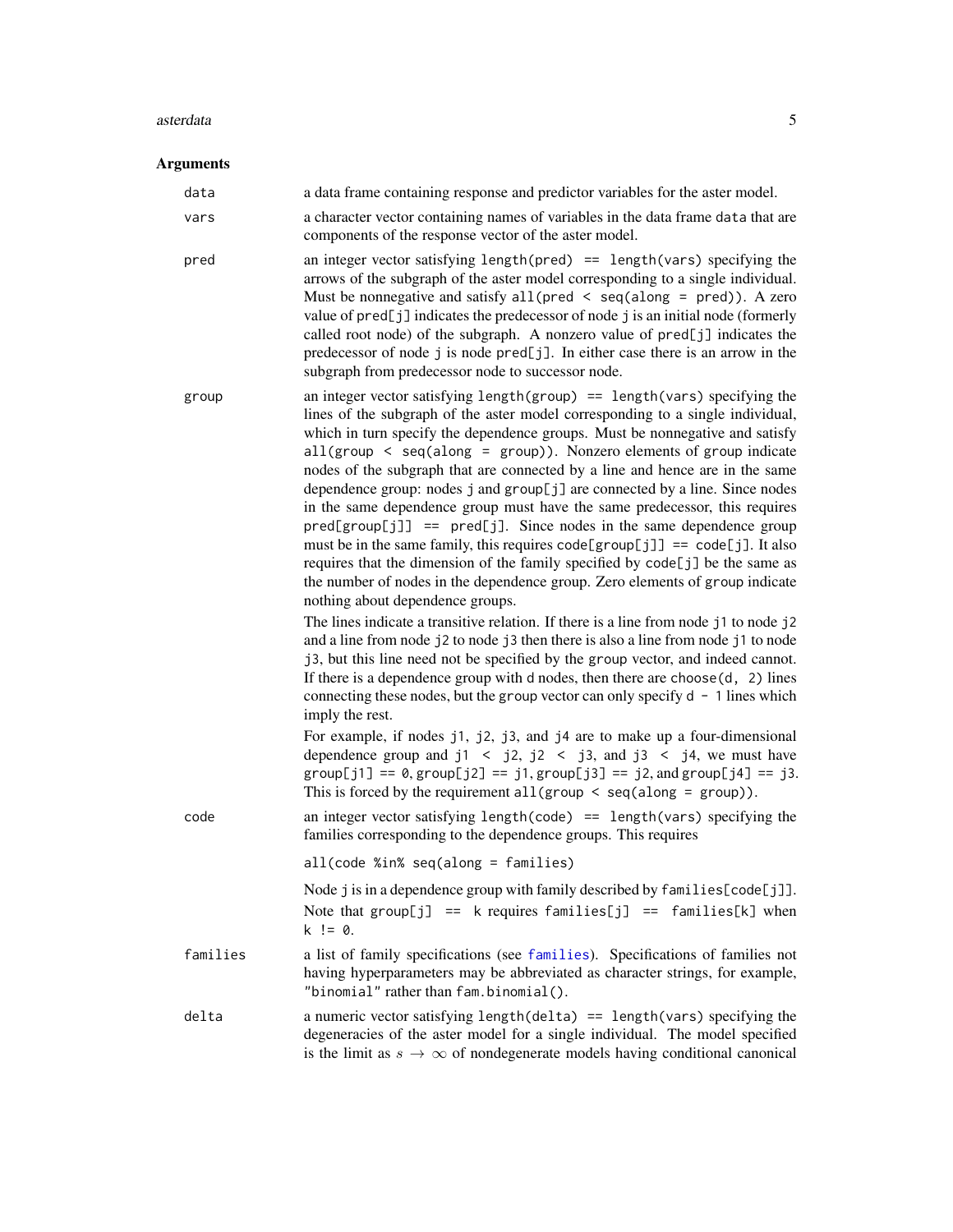## Arguments

**data** a data frame containing response and predictor variables for the aster model.

**vars** a character vector containing names of variables in the data frame `data` that are components of the response vector of the aster model.

**pred** an integer vector satisfying `length(pred) == length(vars)` specifying the arrows of the subgraph of the aster model corresponding to a single individual. Must be nonnegative and satisfy `all(pred < seq(along = pred))`. A zero value of `pred[j]` indicates the predecessor of node `j` is an initial node (formerly called root node) of the subgraph. A nonzero value of `pred[j]` indicates the predecessor of node `j` is node `pred[j]`. In either case there is an arrow in the subgraph from predecessor node to successor node.

**group** an integer vector satisfying `length(group) == length(vars)` specifying the lines of the subgraph of the aster model corresponding to a single individual, which in turn specify the dependence groups. Must be nonnegative and satisfy `all(group < seq(along = group))`. Nonzero elements of `group` indicate nodes of the subgraph that are connected by a line and hence are in the same dependence group: nodes `j` and `group[j]` are connected by a line. Since nodes in the same dependence group must have the same predecessor, this requires `pred[group[j]] == pred[j]`. Since nodes in the same dependence group must be in the same family, this requires `code[group[j]] == code[j]`. It also requires that the dimension of the family specified by `code[j]` be the same as the number of nodes in the dependence group. Zero elements of `group` indicate nothing about dependence groups.

The lines indicate a transitive relation. If there is a line from node `j1` to node `j2` and a line from node `j2` to node `j3` then there is also a line from node `j1` to node `j3`, but this line need not be specified by the `group` vector, and indeed cannot. If there is a dependence group with `d` nodes, then there are `choose(d, 2)` lines connecting these nodes, but the `group` vector can only specify `d - 1` lines which imply the rest.

For example, if nodes `j1`, `j2`, `j3`, and `j4` are to make up a four-dimensional dependence group and `j1 < j2`, `j2 < j3`, and `j3 < j4`, we must have `group[j1] == 0`, `group[j2] == j1`, `group[j3] == j2`, and `group[j4] == j3`. This is forced by the requirement `all(group < seq(along = group))`.

**code** an integer vector satisfying `length(code) == length(vars)` specifying the families corresponding to the dependence groups. This requires

```
all(code %in% seq(along = families)
```

Node `j` is in a dependence group with family described by `families[code[j]]`. Note that `group[j] == k` requires `families[j] == families[k]` when `k != 0`.

**families** a list of family specifications (see `families`). Specifications of families not having hyperparameters may be abbreviated as character strings, for example, `"binomial"` rather than `fam.binomial()`.

**delta** a numeric vector satisfying `length(delta) == length(vars)` specifying the degeneracies of the aster model for a single individual. The model specified is the limit as $s \to \infty$ of nondegenerate models having conditional canonical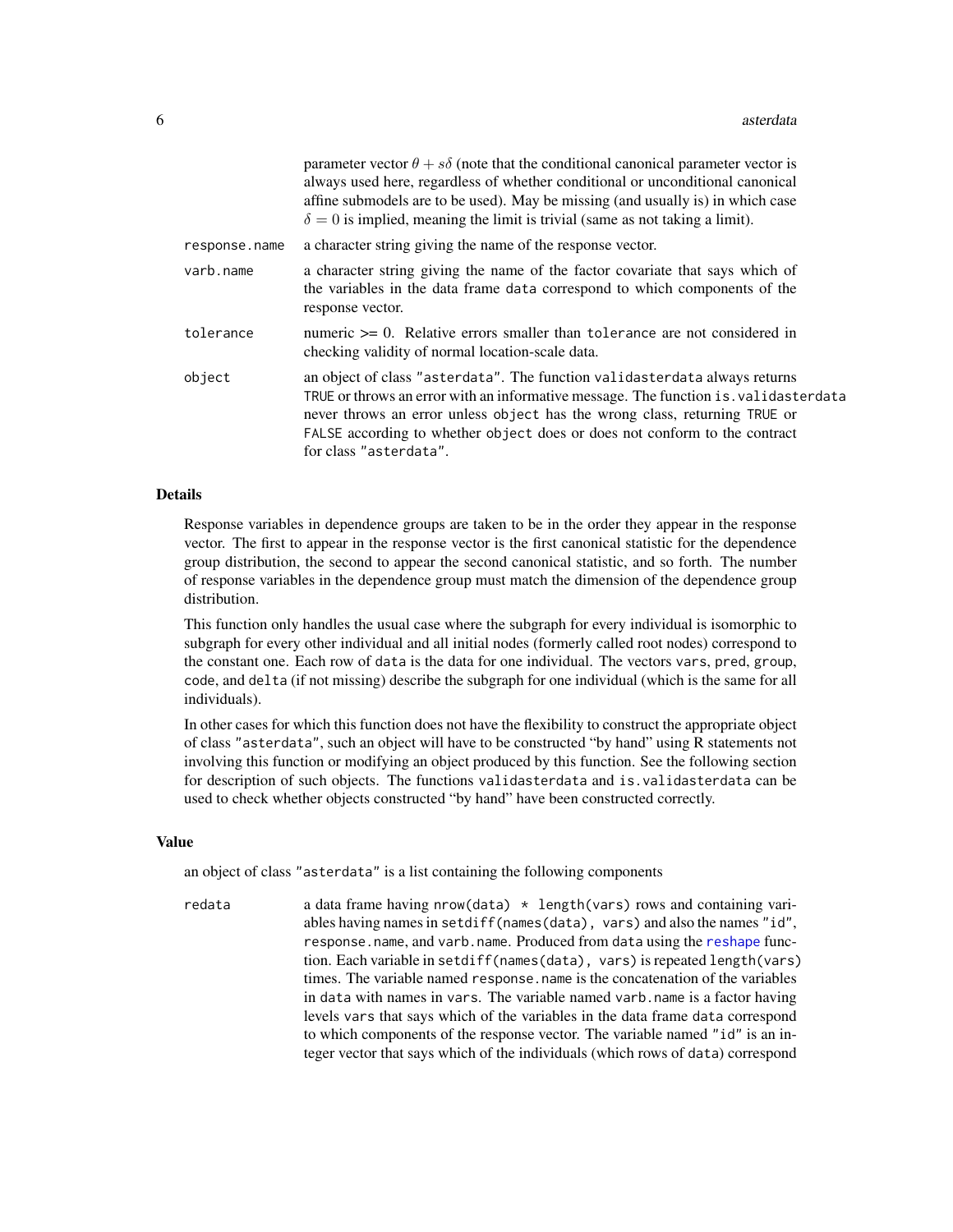parameter vector $\theta + s\delta$ (note that the conditional canonical parameter vector is always used here, regardless of whether conditional or unconditional canonical affine submodels are to be used). May be missing (and usually is) in which case $\delta = 0$ is implied, meaning the limit is trivial (same as not taking a limit).

`response.name`
: a character string giving the name of the response vector.

`varb.name`
: a character string giving the name of the factor covariate that says which of the variables in the data frame `data` correspond to which components of the response vector.

`tolerance`
: numeric >= 0. Relative errors smaller than `tolerance` are not considered in checking validity of normal location-scale data.

`object`
: an object of class `"asterdata"`. The function `validasterdata` always returns `TRUE` or throws an error with an informative message. The function `is.validasterdata` never throws an error unless `object` has the wrong class, returning `TRUE` or `FALSE` according to whether `object` does or does not conform to the contract for class `"asterdata"`.

## Details

Response variables in dependence groups are taken to be in the order they appear in the response vector. The first to appear in the response vector is the first canonical statistic for the dependence group distribution, the second to appear the second canonical statistic, and so forth. The number of response variables in the dependence group must match the dimension of the dependence group distribution.

This function only handles the usual case where the subgraph for every individual is isomorphic to subgraph for every other individual and all initial nodes (formerly called root nodes) correspond to the constant one. Each row of `data` is the data for one individual. The vectors `vars`, `pred`, `group`, `code`, and `delta` (if not missing) describe the subgraph for one individual (which is the same for all individuals).

In other cases for which this function does not have the flexibility to construct the appropriate object of class `"asterdata"`, such an object will have to be constructed "by hand" using R statements not involving this function or modifying an object produced by this function. See the following section for description of such objects. The functions `validasterdata` and `is.validasterdata` can be used to check whether objects constructed "by hand" have been constructed correctly.

## Value

an object of class `"asterdata"` is a list containing the following components

`redata`
: a data frame having `nrow(data) * length(vars)` rows and containing variables having names in `setdiff(names(data), vars)` and also the names `"id"`, `response.name`, and `varb.name`. Produced from `data` using the `reshape` function. Each variable in `setdiff(names(data), vars)` is repeated `length(vars)` times. The variable named `response.name` is the concatenation of the variables in `data` with names in `vars`. The variable named `varb.name` is a factor having levels `vars` that says which of the variables in the data frame `data` correspond to which components of the response vector. The variable named `"id"` is an integer vector that says which of the individuals (which rows of `data`) correspond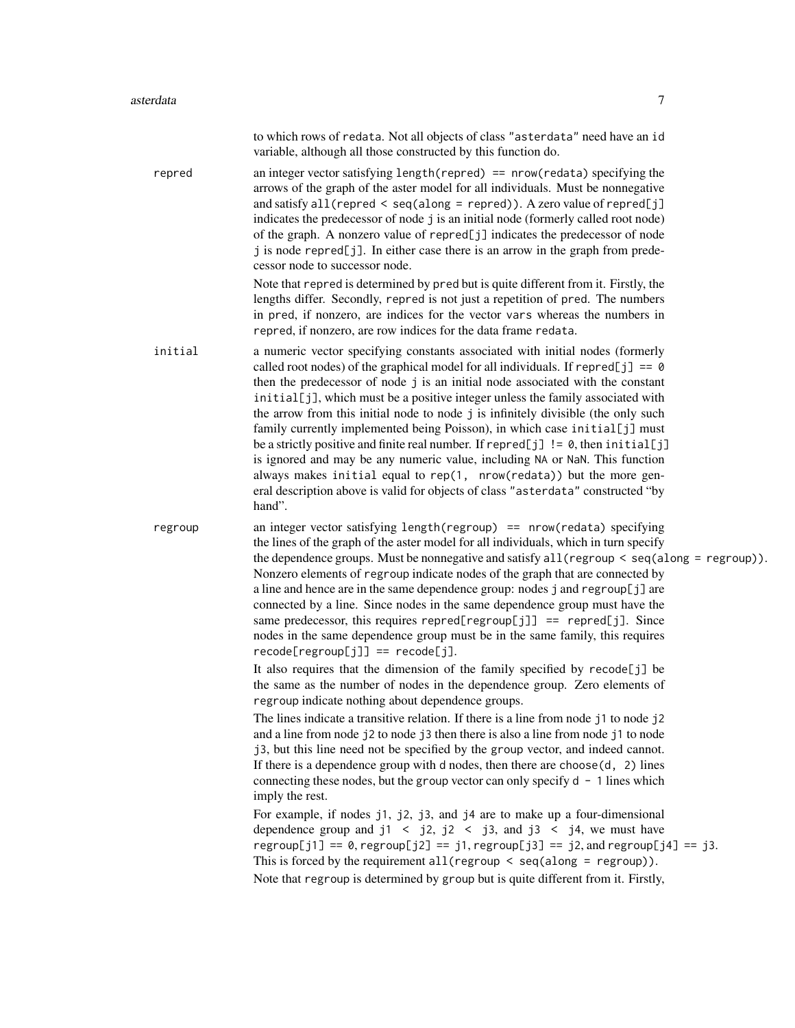to which rows of `redata`. Not all objects of class `"asterdata"` need have an `id` variable, although all those constructed by this function do.

**repred**
: an integer vector satisfying `length(repred) == nrow(redata)` specifying the arrows of the graph of the aster model for all individuals. Must be nonnegative and satisfy `all(repred < seq(along = repred))`. A zero value of `repred[j]` indicates the predecessor of node `j` is an initial node (formerly called root node) of the graph. A nonzero value of `repred[j]` indicates the predecessor of node `j` is node `repred[j]`. In either case there is an arrow in the graph from predecessor node to successor node.

  Note that `repred` is determined by `pred` but is quite different from it. Firstly, the lengths differ. Secondly, `repred` is not just a repetition of `pred`. The numbers in `pred`, if nonzero, are indices for the vector `vars` whereas the numbers in `repred`, if nonzero, are row indices for the data frame `redata`.

**initial**
: a numeric vector specifying constants associated with initial nodes (formerly called root nodes) of the graphical model for all individuals. If `repred[j] == 0` then the predecessor of node `j` is an initial node associated with the constant `initial[j]`, which must be a positive integer unless the family associated with the arrow from this initial node to node `j` is infinitely divisible (the only such family currently implemented being Poisson), in which case `initial[j]` must be a strictly positive and finite real number. If `repred[j] != 0`, then `initial[j]` is ignored and may be any numeric value, including `NA` or `NaN`. This function always makes `initial` equal to `rep(1, nrow(redata))` but the more general description above is valid for objects of class `"asterdata"` constructed "by hand".

**regroup**
: an integer vector satisfying `length(regroup) == nrow(redata)` specifying the lines of the graph of the aster model for all individuals, which in turn specify the dependence groups. Must be nonnegative and satisfy `all(regroup < seq(along = regroup))`. Nonzero elements of `regroup` indicate nodes of the graph that are connected by a line and hence are in the same dependence group: nodes `j` and `regroup[j]` are connected by a line. Since nodes in the same dependence group must have the same predecessor, this requires `repred[regroup[j]] == repred[j]`. Since nodes in the same dependence group must be in the same family, this requires `recode[regroup[j]] == recode[j]`.

  It also requires that the dimension of the family specified by `recode[j]` be the same as the number of nodes in the dependence group. Zero elements of `regroup` indicate nothing about dependence groups.

  The lines indicate a transitive relation. If there is a line from node `j1` to node `j2` and a line from node `j2` to node `j3` then there is also a line from node `j1` to node `j3`, but this line need not be specified by the `group` vector, and indeed cannot. If there is a dependence group with `d` nodes, then there are `choose(d, 2)` lines connecting these nodes, but the `group` vector can only specify `d - 1` lines which imply the rest.

  For example, if nodes `j1`, `j2`, `j3`, and `j4` are to make up a four-dimensional dependence group and `j1 < j2`, `j2 < j3`, and `j3 < j4`, we must have `regroup[j1] == 0`, `regroup[j2] == j1`, `regroup[j3] == j2`, and `regroup[j4] == j3`. This is forced by the requirement `all(regroup < seq(along = regroup))`.

  Note that `regroup` is determined by `group` but is quite different from it. Firstly,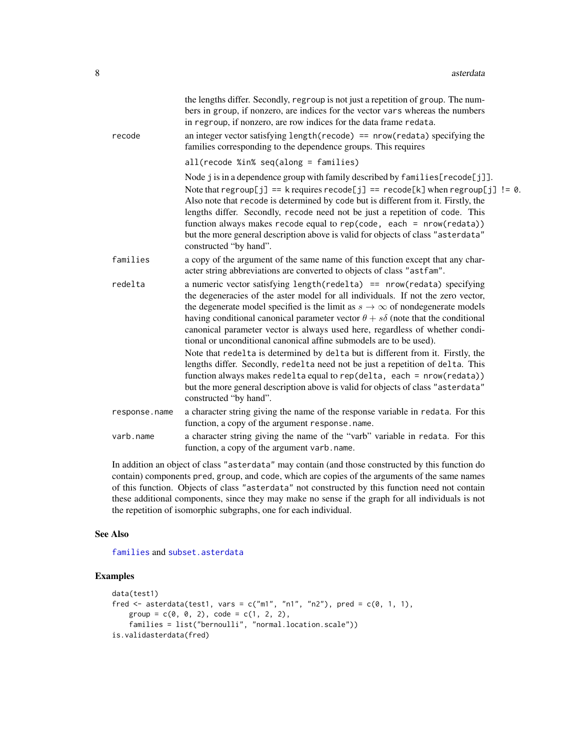the lengths differ. Secondly, regroup is not just a repetition of group. The numbers in group, if nonzero, are indices for the vector vars whereas the numbers in regroup, if nonzero, are row indices for the data frame redata.

recode
: an integer vector satisfying `length(recode) == nrow(redata)` specifying the families corresponding to the dependence groups. This requires

  `all(recode %in% seq(along = families)`

  Node j is in a dependence group with family described by `families[recode[j]]`. Note that `regroup[j] == k` requires `recode[j] == recode[k]` when `regroup[j] != 0`. Also note that recode is determined by code but is different from it. Firstly, the lengths differ. Secondly, recode need not be just a repetition of code. This function always makes recode equal to `rep(code, each = nrow(redata))` but the more general description above is valid for objects of class "asterdata" constructed "by hand".

families
: a copy of the argument of the same name of this function except that any character string abbreviations are converted to objects of class "astfam".

redelta
: a numeric vector satisfying `length(redelta) == nrow(redata)` specifying the degeneracies of the aster model for all individuals. If not the zero vector, the degenerate model specified is the limit as $s \to \infty$ of nondegenerate models having conditional canonical parameter vector $\theta + s\delta$ (note that the conditional canonical parameter vector is always used here, regardless of whether conditional or unconditional canonical affine submodels are to be used).

  Note that redelta is determined by delta but is different from it. Firstly, the lengths differ. Secondly, redelta need not be just a repetition of delta. This function always makes redelta equal to `rep(delta, each = nrow(redata))` but the more general description above is valid for objects of class "asterdata" constructed "by hand".

response.name
: a character string giving the name of the response variable in redata. For this function, a copy of the argument response.name.

varb.name
: a character string giving the name of the "varb" variable in redata. For this function, a copy of the argument varb.name.

In addition an object of class "asterdata" may contain (and those constructed by this function do contain) components pred, group, and code, which are copies of the arguments of the same names of this function. Objects of class "asterdata" not constructed by this function need not contain these additional components, since they may make no sense if the graph for all individuals is not the repetition of isomorphic subgraphs, one for each individual.

## See Also

families and subset.asterdata

## Examples

```
data(test1)
fred <- asterdata(test1, vars = c("m1", "n1", "n2"), pred = c(0, 1, 1),
    group = c(0, 0, 2), code = c(1, 2, 2),
    families = list("bernoulli", "normal.location.scale"))
is.validasterdata(fred)
```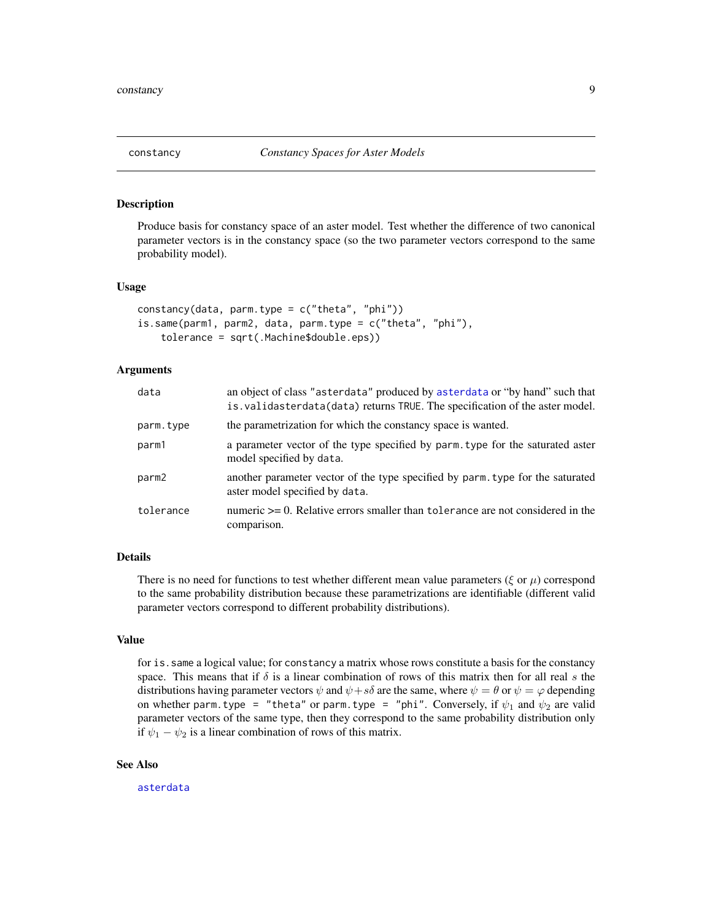## constancy — *Constancy Spaces for Aster Models*

### Description

Produce basis for constancy space of an aster model. Test whether the difference of two canonical parameter vectors is in the constancy space (so the two parameter vectors correspond to the same probability model).

### Usage

```
constancy(data, parm.type = c("theta", "phi"))
is.same(parm1, parm2, data, parm.type = c("theta", "phi"),
    tolerance = sqrt(.Machine$double.eps))
```

### Arguments

| | |
|---|---|
| `data` | an object of class `"asterdata"` produced by `asterdata` or "by hand" such that `is.validasterdata(data)` returns `TRUE`. The specification of the aster model. |
| `parm.type` | the parametrization for which the constancy space is wanted. |
| `parm1` | a parameter vector of the type specified by `parm.type` for the saturated aster model specified by `data`. |
| `parm2` | another parameter vector of the type specified by `parm.type` for the saturated aster model specified by `data`. |
| `tolerance` | numeric >= 0. Relative errors smaller than `tolerance` are not considered in the comparison. |

### Details

There is no need for functions to test whether different mean value parameters ($\xi$ or $\mu$) correspond to the same probability distribution because these parametrizations are identifiable (different valid parameter vectors correspond to different probability distributions).

### Value

for `is.same` a logical value; for `constancy` a matrix whose rows constitute a basis for the constancy space. This means that if $\delta$ is a linear combination of rows of this matrix then for all real $s$ the distributions having parameter vectors $\psi$ and $\psi + s\delta$ are the same, where $\psi = \theta$ or $\psi = \varphi$ depending on whether `parm.type = "theta"` or `parm.type = "phi"`. Conversely, if $\psi_1$ and $\psi_2$ are valid parameter vectors of the same type, then they correspond to the same probability distribution only if $\psi_1 - \psi_2$ is a linear combination of rows of this matrix.

### See Also

`asterdata`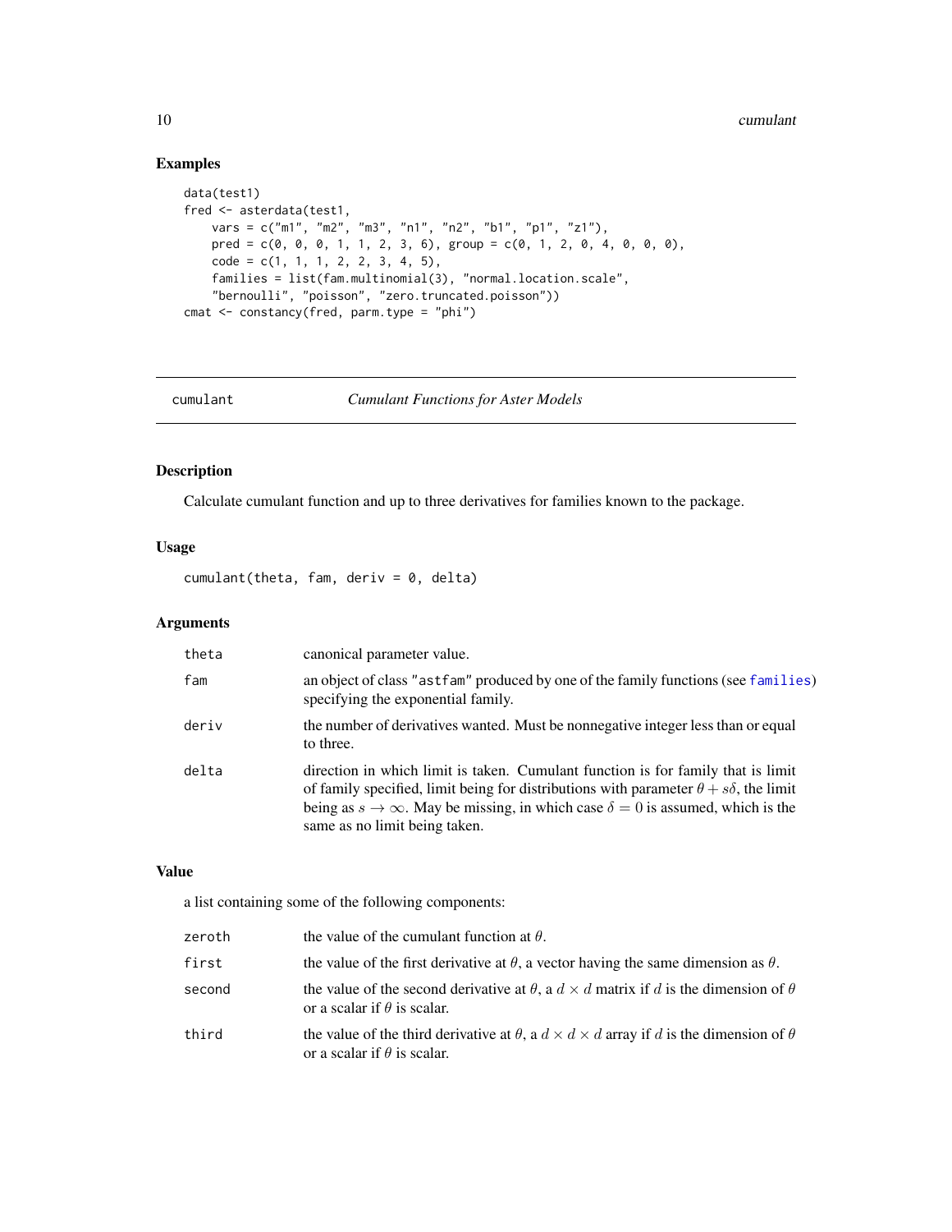## Examples

```
data(test1)
fred <- asterdata(test1,
    vars = c("m1", "m2", "m3", "n1", "n2", "b1", "p1", "z1"),
    pred = c(0, 0, 0, 1, 1, 2, 3, 6), group = c(0, 1, 2, 0, 4, 0, 0, 0),
    code = c(1, 1, 1, 2, 2, 3, 4, 5),
    families = list(fam.multinomial(3), "normal.location.scale",
    "bernoulli", "poisson", "zero.truncated.poisson"))
cmat <- constancy(fred, parm.type = "phi")
```

---

# cumulant — *Cumulant Functions for Aster Models*

---

## Description

Calculate cumulant function and up to three derivatives for families known to the package.

## Usage

```
cumulant(theta, fam, deriv = 0, delta)
```

## Arguments

| | |
|---|---|
| `theta` | canonical parameter value. |
| `fam` | an object of class "`astfam`" produced by one of the family functions (see `families`) specifying the exponential family. |
| `deriv` | the number of derivatives wanted. Must be nonnegative integer less than or equal to three. |
| `delta` | direction in which limit is taken. Cumulant function is for family that is limit of family specified, limit being for distributions with parameter $\theta + s\delta$, the limit being as $s \to \infty$. May be missing, in which case $\delta = 0$ is assumed, which is the same as no limit being taken. |

## Value

a list containing some of the following components:

| | |
|---|---|
| `zeroth` | the value of the cumulant function at $\theta$. |
| `first` | the value of the first derivative at $\theta$, a vector having the same dimension as $\theta$. |
| `second` | the value of the second derivative at $\theta$, a $d \times d$ matrix if $d$ is the dimension of $\theta$ or a scalar if $\theta$ is scalar. |
| `third` | the value of the third derivative at $\theta$, a $d \times d \times d$ array if $d$ is the dimension of $\theta$ or a scalar if $\theta$ is scalar. |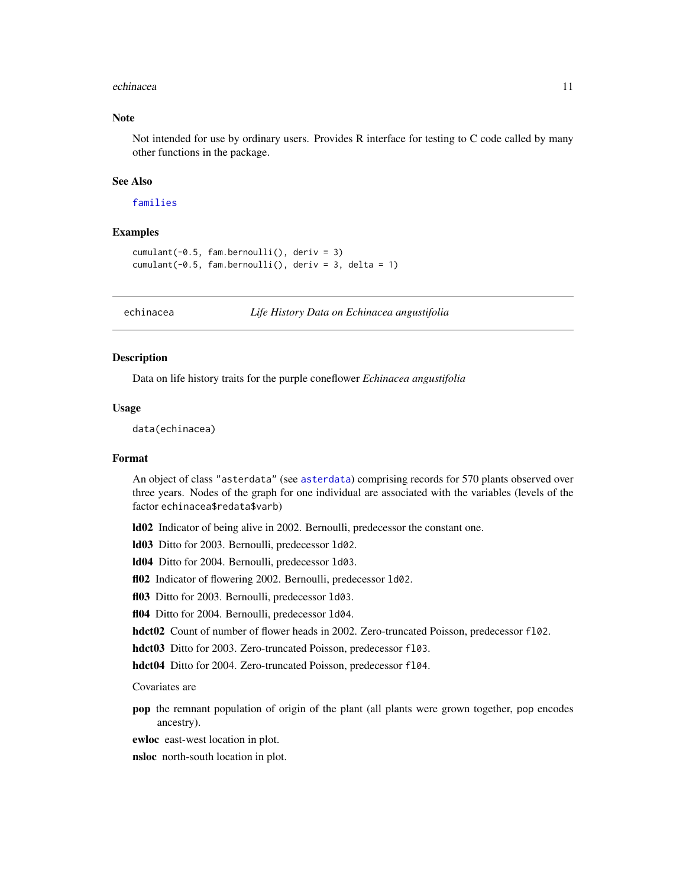### Note

Not intended for use by ordinary users. Provides R interface for testing to C code called by many other functions in the package.

### See Also

families

### Examples

```
cumulant(-0.5, fam.bernoulli(), deriv = 3)
cumulant(-0.5, fam.bernoulli(), deriv = 3, delta = 1)
```

---

## echinacea — *Life History Data on Echinacea angustifolia*

### Description

Data on life history traits for the purple coneflower *Echinacea angustifolia*

### Usage

```
data(echinacea)
```

### Format

An object of class "asterdata" (see asterdata) comprising records for 570 plants observed over three years. Nodes of the graph for one individual are associated with the variables (levels of the factor `echinacea$redata$varb`)

**ld02** Indicator of being alive in 2002. Bernoulli, predecessor the constant one.

**ld03** Ditto for 2003. Bernoulli, predecessor `ld02`.

**ld04** Ditto for 2004. Bernoulli, predecessor `ld03`.

**fl02** Indicator of flowering 2002. Bernoulli, predecessor `ld02`.

**fl03** Ditto for 2003. Bernoulli, predecessor `ld03`.

**fl04** Ditto for 2004. Bernoulli, predecessor `ld04`.

**hdct02** Count of number of flower heads in 2002. Zero-truncated Poisson, predecessor `fl02`.

**hdct03** Ditto for 2003. Zero-truncated Poisson, predecessor `fl03`.

**hdct04** Ditto for 2004. Zero-truncated Poisson, predecessor `fl04`.

Covariates are

**pop** the remnant population of origin of the plant (all plants were grown together, pop encodes ancestry).

**ewloc** east-west location in plot.

**nsloc** north-south location in plot.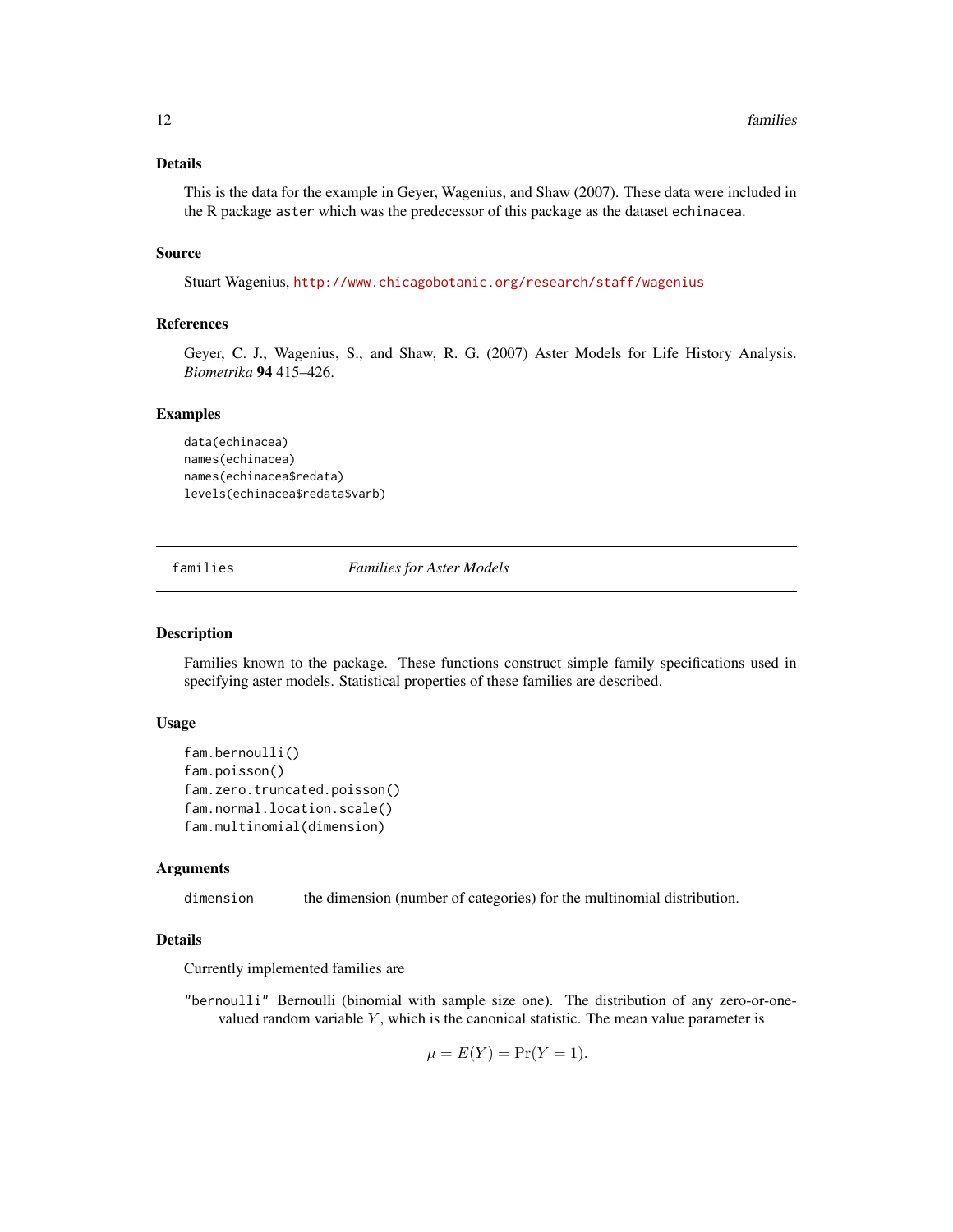### Details

This is the data for the example in Geyer, Wagenius, and Shaw (2007). These data were included in the R package `aster` which was the predecessor of this package as the dataset `echinacea`.

### Source

Stuart Wagenius, http://www.chicagobotanic.org/research/staff/wagenius

### References

Geyer, C. J., Wagenius, S., and Shaw, R. G. (2007) Aster Models for Life History Analysis. *Biometrika* **94** 415–426.

### Examples

```
data(echinacea)
names(echinacea)
names(echinacea$redata)
levels(echinacea$redata$varb)
```

---

## families — *Families for Aster Models*

### Description

Families known to the package. These functions construct simple family specifications used in specifying aster models. Statistical properties of these families are described.

### Usage

```
fam.bernoulli()
fam.poisson()
fam.zero.truncated.poisson()
fam.normal.location.scale()
fam.multinomial(dimension)
```

### Arguments

`dimension` the dimension (number of categories) for the multinomial distribution.

### Details

Currently implemented families are

"bernoulli" Bernoulli (binomial with sample size one). The distribution of any zero-or-one-valued random variable $Y$, which is the canonical statistic. The mean value parameter is

$$\mu = E(Y) = \Pr(Y = 1).$$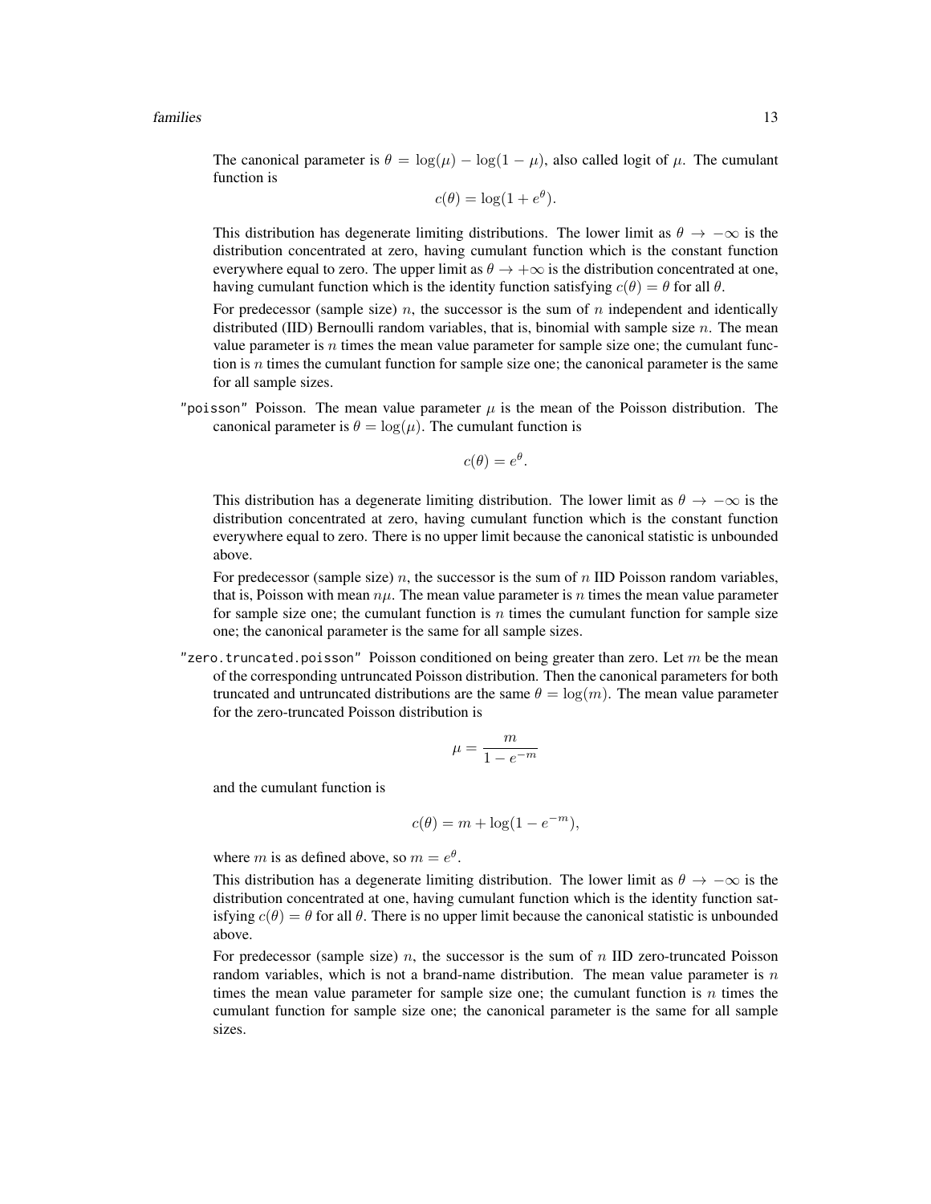The canonical parameter is $\theta = \log(\mu) - \log(1 - \mu)$, also called logit of $\mu$. The cumulant function is

$$c(\theta) = \log(1 + e^{\theta}).$$

This distribution has degenerate limiting distributions. The lower limit as $\theta \to -\infty$ is the distribution concentrated at zero, having cumulant function which is the constant function everywhere equal to zero. The upper limit as $\theta \to +\infty$ is the distribution concentrated at one, having cumulant function which is the identity function satisfying $c(\theta) = \theta$ for all $\theta$.

For predecessor (sample size) $n$, the successor is the sum of $n$ independent and identically distributed (IID) Bernoulli random variables, that is, binomial with sample size $n$. The mean value parameter is $n$ times the mean value parameter for sample size one; the cumulant function is $n$ times the cumulant function for sample size one; the canonical parameter is the same for all sample sizes.

`"poisson"` Poisson. The mean value parameter $\mu$ is the mean of the Poisson distribution. The canonical parameter is $\theta = \log(\mu)$. The cumulant function is

$$c(\theta) = e^{\theta}.$$

This distribution has a degenerate limiting distribution. The lower limit as $\theta \to -\infty$ is the distribution concentrated at zero, having cumulant function which is the constant function everywhere equal to zero. There is no upper limit because the canonical statistic is unbounded above.

For predecessor (sample size) $n$, the successor is the sum of $n$ IID Poisson random variables, that is, Poisson with mean $n\mu$. The mean value parameter is $n$ times the mean value parameter for sample size one; the cumulant function is $n$ times the cumulant function for sample size one; the canonical parameter is the same for all sample sizes.

`"zero.truncated.poisson"` Poisson conditioned on being greater than zero. Let $m$ be the mean of the corresponding untruncated Poisson distribution. Then the canonical parameters for both truncated and untruncated distributions are the same $\theta = \log(m)$. The mean value parameter for the zero-truncated Poisson distribution is

$$\mu = \frac{m}{1 - e^{-m}}$$

and the cumulant function is

$$c(\theta) = m + \log(1 - e^{-m}),$$

where $m$ is as defined above, so $m = e^{\theta}$.

This distribution has a degenerate limiting distribution. The lower limit as $\theta \to -\infty$ is the distribution concentrated at one, having cumulant function which is the identity function satisfying $c(\theta) = \theta$ for all $\theta$. There is no upper limit because the canonical statistic is unbounded above.

For predecessor (sample size) $n$, the successor is the sum of $n$ IID zero-truncated Poisson random variables, which is not a brand-name distribution. The mean value parameter is $n$ times the mean value parameter for sample size one; the cumulant function is $n$ times the cumulant function for sample size one; the canonical parameter is the same for all sample sizes.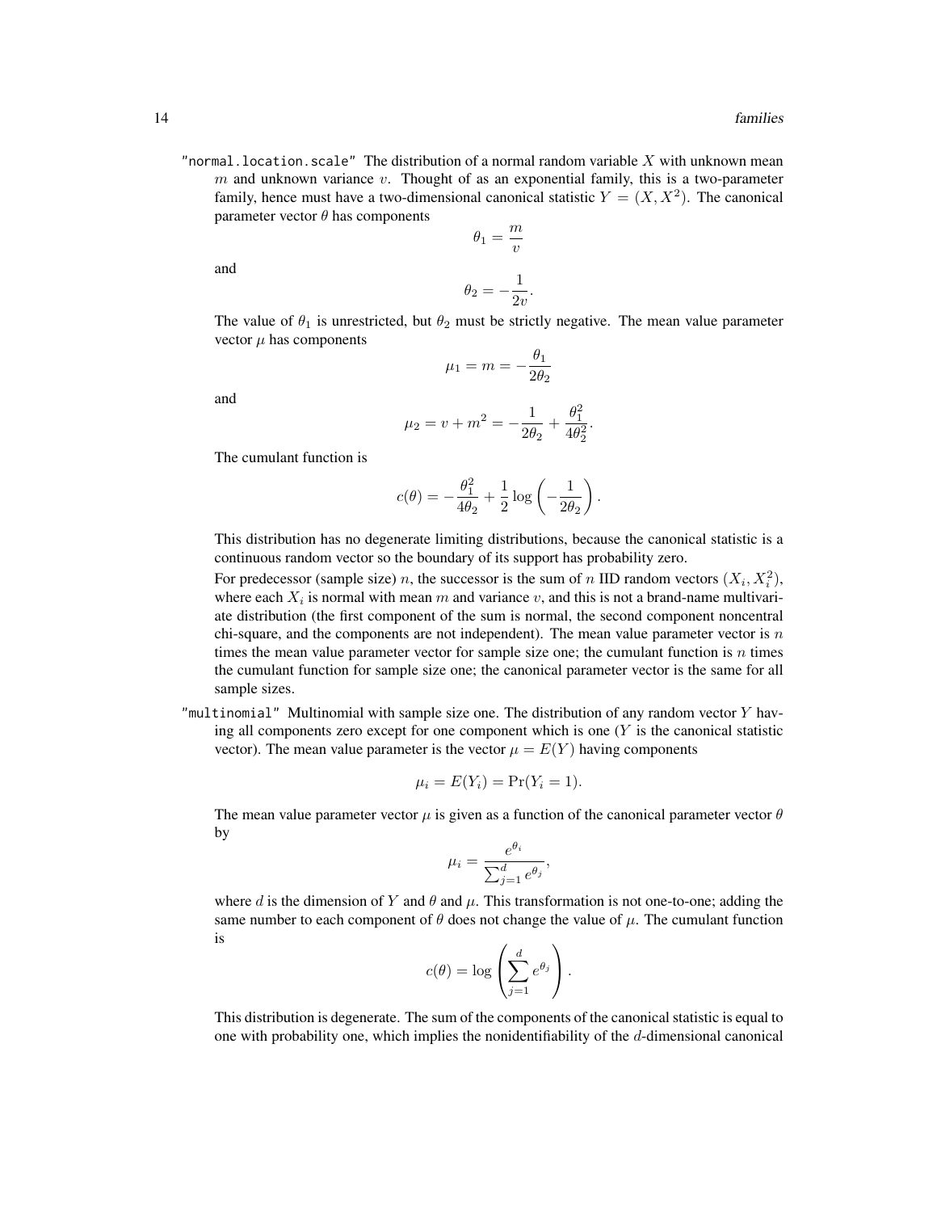"normal.location.scale" The distribution of a normal random variable $X$ with unknown mean $m$ and unknown variance $v$. Thought of as an exponential family, this is a two-parameter family, hence must have a two-dimensional canonical statistic $Y = (X, X^2)$. The canonical parameter vector $\theta$ has components

$$\theta_1 = \frac{m}{v}$$

and

$$\theta_2 = -\frac{1}{2v}.$$

The value of $\theta_1$ is unrestricted, but $\theta_2$ must be strictly negative. The mean value parameter vector $\mu$ has components

$$\mu_1 = m = -\frac{\theta_1}{2\theta_2}$$

and

$$\mu_2 = v + m^2 = -\frac{1}{2\theta_2} + \frac{\theta_1^2}{4\theta_2^2}.$$

The cumulant function is

$$c(\theta) = -\frac{\theta_1^2}{4\theta_2} + \frac{1}{2}\log\left(-\frac{1}{2\theta_2}\right).$$

This distribution has no degenerate limiting distributions, because the canonical statistic is a continuous random vector so the boundary of its support has probability zero.

For predecessor (sample size) $n$, the successor is the sum of $n$ IID random vectors $(X_i, X_i^2)$, where each $X_i$ is normal with mean $m$ and variance $v$, and this is not a brand-name multivariate distribution (the first component of the sum is normal, the second component noncentral chi-square, and the components are not independent). The mean value parameter vector is $n$ times the mean value parameter vector for sample size one; the cumulant function is $n$ times the cumulant function for sample size one; the canonical parameter vector is the same for all sample sizes.

"multinomial" Multinomial with sample size one. The distribution of any random vector $Y$ having all components zero except for one component which is one ($Y$ is the canonical statistic vector). The mean value parameter is the vector $\mu = E(Y)$ having components

$$\mu_i = E(Y_i) = \Pr(Y_i = 1).$$

The mean value parameter vector $\mu$ is given as a function of the canonical parameter vector $\theta$ by

$$\mu_i = \frac{e^{\theta_i}}{\sum_{j=1}^d e^{\theta_j}},$$

where $d$ is the dimension of $Y$ and $\theta$ and $\mu$. This transformation is not one-to-one; adding the same number to each component of $\theta$ does not change the value of $\mu$. The cumulant function is

$$c(\theta) = \log\left(\sum_{j=1}^d e^{\theta_j}\right).$$

This distribution is degenerate. The sum of the components of the canonical statistic is equal to one with probability one, which implies the nonidentifiability of the $d$-dimensional canonical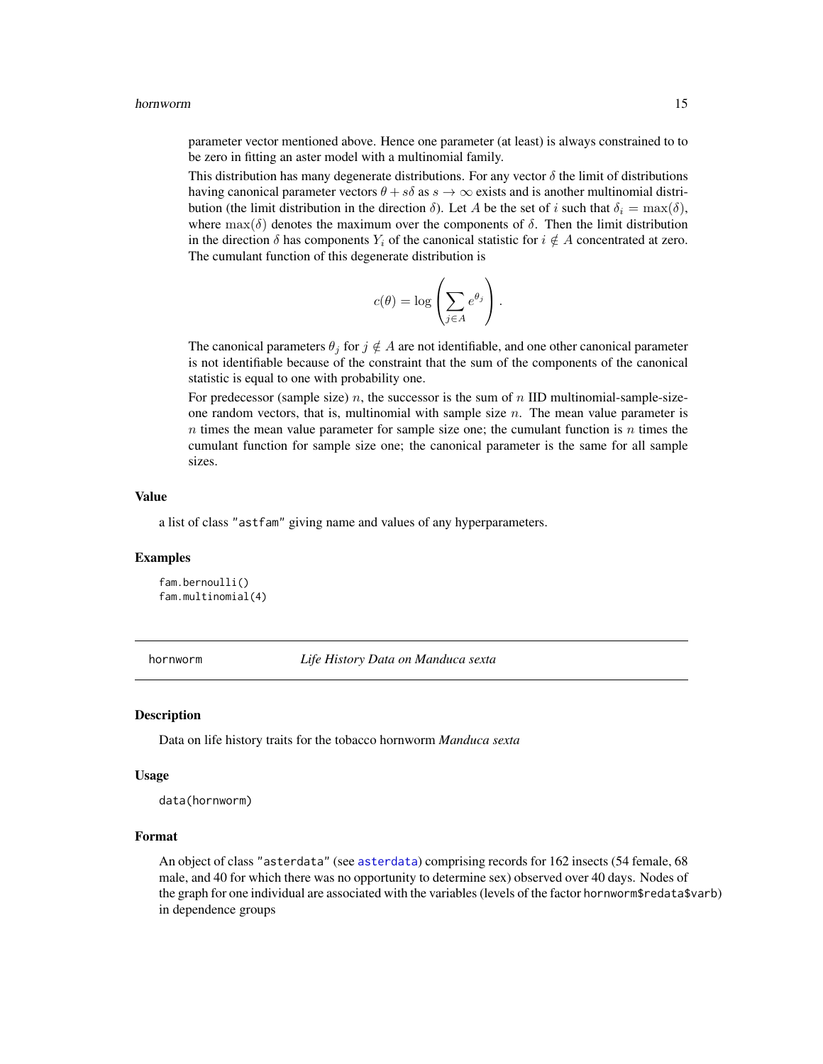parameter vector mentioned above. Hence one parameter (at least) is always constrained to to be zero in fitting an aster model with a multinomial family.

This distribution has many degenerate distributions. For any vector $\delta$ the limit of distributions having canonical parameter vectors $\theta + s\delta$ as $s \to \infty$ exists and is another multinomial distribution (the limit distribution in the direction $\delta$). Let $A$ be the set of $i$ such that $\delta_i = \max(\delta)$, where $\max(\delta)$ denotes the maximum over the components of $\delta$. Then the limit distribution in the direction $\delta$ has components $Y_i$ of the canonical statistic for $i \notin A$ concentrated at zero. The cumulant function of this degenerate distribution is

$$c(\theta) = \log\left(\sum_{j \in A} e^{\theta_j}\right).$$

The canonical parameters $\theta_j$ for $j \notin A$ are not identifiable, and one other canonical parameter is not identifiable because of the constraint that the sum of the components of the canonical statistic is equal to one with probability one.

For predecessor (sample size) $n$, the successor is the sum of $n$ IID multinomial-sample-size-one random vectors, that is, multinomial with sample size $n$. The mean value parameter is $n$ times the mean value parameter for sample size one; the cumulant function is $n$ times the cumulant function for sample size one; the canonical parameter is the same for all sample sizes.

### Value

a list of class "astfam" giving name and values of any hyperparameters.

### Examples

```
fam.bernoulli()
fam.multinomial(4)
```

---

## hornworm — *Life History Data on Manduca sexta*

### Description

Data on life history traits for the tobacco hornworm *Manduca sexta*

### Usage

```
data(hornworm)
```

### Format

An object of class "asterdata" (see asterdata) comprising records for 162 insects (54 female, 68 male, and 40 for which there was no opportunity to determine sex) observed over 40 days. Nodes of the graph for one individual are associated with the variables (levels of the factor hornworm$redata$varb) in dependence groups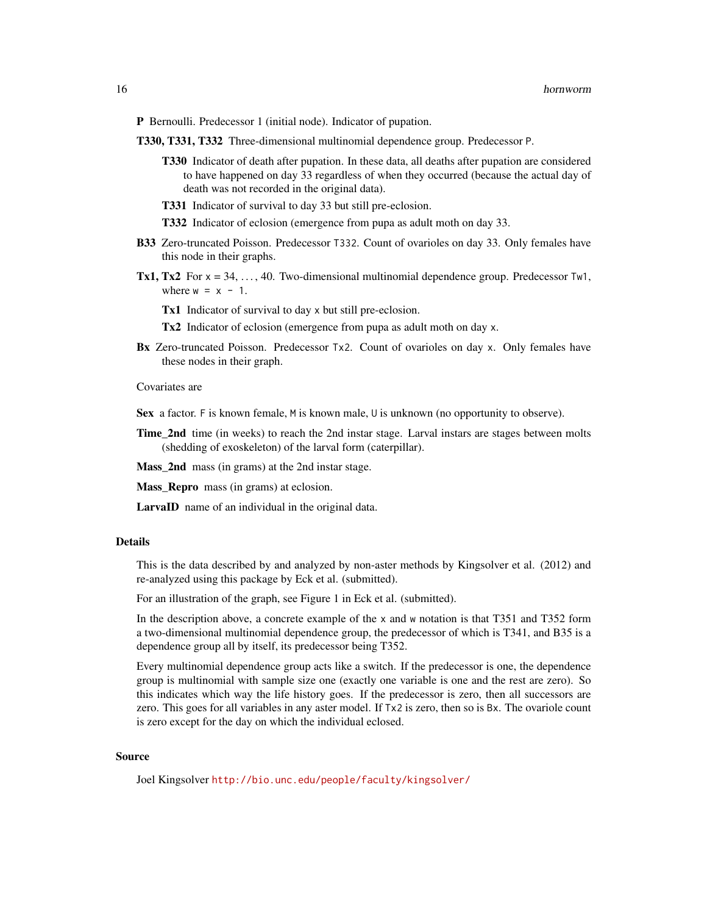**P** Bernoulli. Predecessor 1 (initial node). Indicator of pupation.

**T330, T331, T332** Three-dimensional multinomial dependence group. Predecessor `P`.

- **T330** Indicator of death after pupation. In these data, all deaths after pupation are considered to have happened on day 33 regardless of when they occurred (because the actual day of death was not recorded in the original data).
- **T331** Indicator of survival to day 33 but still pre-eclosion.
- **T332** Indicator of eclosion (emergence from pupa as adult moth on day 33.

**B33** Zero-truncated Poisson. Predecessor `T332`. Count of ovarioles on day 33. Only females have this node in their graphs.

**Tx1, Tx2** For `x` = 34, ..., 40. Two-dimensional multinomial dependence group. Predecessor `Tw1`, where `w = x - 1`.

- **Tx1** Indicator of survival to day `x` but still pre-eclosion.
- **Tx2** Indicator of eclosion (emergence from pupa as adult moth on day `x`.

**Bx** Zero-truncated Poisson. Predecessor `Tx2`. Count of ovarioles on day `x`. Only females have these nodes in their graph.

Covariates are

**Sex** a factor. `F` is known female, `M` is known male, `U` is unknown (no opportunity to observe).

**Time_2nd** time (in weeks) to reach the 2nd instar stage. Larval instars are stages between molts (shedding of exoskeleton) of the larval form (caterpillar).

**Mass_2nd** mass (in grams) at the 2nd instar stage.

**Mass_Repro** mass (in grams) at eclosion.

**LarvaID** name of an individual in the original data.

## Details

This is the data described by and analyzed by non-aster methods by Kingsolver et al. (2012) and re-analyzed using this package by Eck et al. (submitted).

For an illustration of the graph, see Figure 1 in Eck et al. (submitted).

In the description above, a concrete example of the `x` and `w` notation is that T351 and T352 form a two-dimensional multinomial dependence group, the predecessor of which is T341, and B35 is a dependence group all by itself, its predecessor being T352.

Every multinomial dependence group acts like a switch. If the predecessor is one, the dependence group is multinomial with sample size one (exactly one variable is one and the rest are zero). So this indicates which way the life history goes. If the predecessor is zero, then all successors are zero. This goes for all variables in any aster model. If `Tx2` is zero, then so is `Bx`. The ovariole count is zero except for the day on which the individual eclosed.

## Source

Joel Kingsolver http://bio.unc.edu/people/faculty/kingsolver/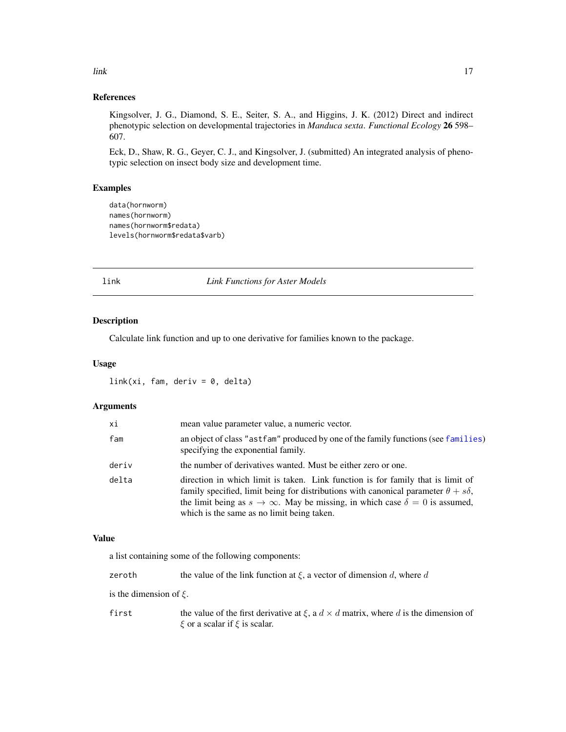### References

Kingsolver, J. G., Diamond, S. E., Seiter, S. A., and Higgins, J. K. (2012) Direct and indirect phenotypic selection on developmental trajectories in *Manduca sexta*. *Functional Ecology* **26** 598–607.

Eck, D., Shaw, R. G., Geyer, C. J., and Kingsolver, J. (submitted) An integrated analysis of phenotypic selection on insect body size and development time.

### Examples

```
data(hornworm)
names(hornworm)
names(hornworm$redata)
levels(hornworm$redata$varb)
```

---

## link — *Link Functions for Aster Models*

---

### Description

Calculate link function and up to one derivative for families known to the package.

### Usage

```
link(xi, fam, deriv = 0, delta)
```

### Arguments

| | |
|---|---|
| `xi` | mean value parameter value, a numeric vector. |
| `fam` | an object of class `"astfam"` produced by one of the family functions (see `families`) specifying the exponential family. |
| `deriv` | the number of derivatives wanted. Must be either zero or one. |
| `delta` | direction in which limit is taken. Link function is for family that is limit of family specified, limit being for distributions with canonical parameter $\theta + s\delta$, the limit being as $s \to \infty$. May be missing, in which case $\delta = 0$ is assumed, which is the same as no limit being taken. |

### Value

a list containing some of the following components:

| | |
|---|---|
| `zeroth` | the value of the link function at $\xi$, a vector of dimension $d$, where $d$ |

is the dimension of $\xi$.

| | |
|---|---|
| `first` | the value of the first derivative at $\xi$, a $d \times d$ matrix, where $d$ is the dimension of $\xi$ or a scalar if $\xi$ is scalar. |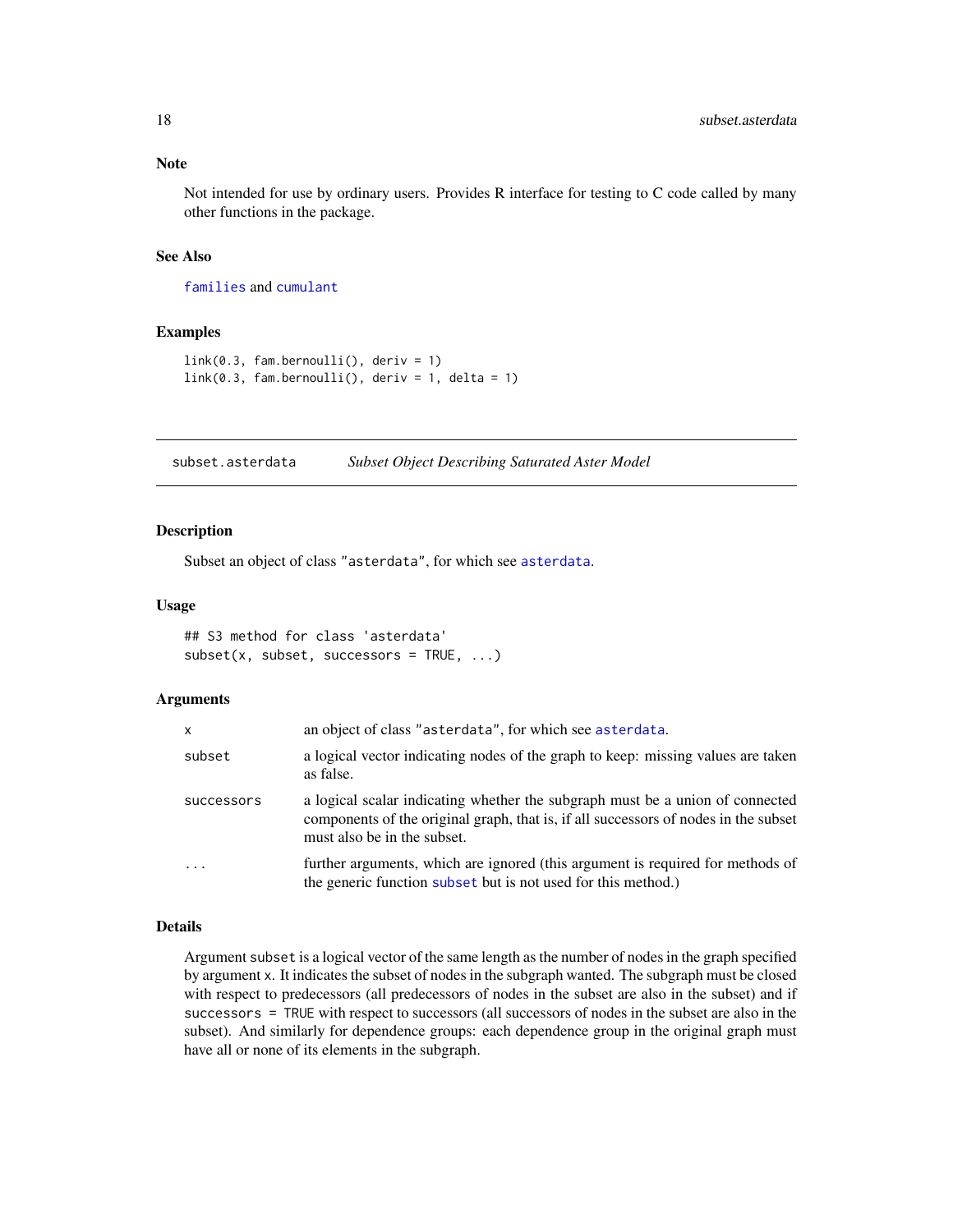### Note

Not intended for use by ordinary users. Provides R interface for testing to C code called by many other functions in the package.

### See Also

`families` and `cumulant`

### Examples

```
link(0.3, fam.bernoulli(), deriv = 1)
link(0.3, fam.bernoulli(), deriv = 1, delta = 1)
```

---

## subset.asterdata — *Subset Object Describing Saturated Aster Model*

### Description

Subset an object of class `"asterdata"`, for which see `asterdata`.

### Usage

```
## S3 method for class 'asterdata'
subset(x, subset, successors = TRUE, ...)
```

### Arguments

| | |
|---|---|
| `x` | an object of class `"asterdata"`, for which see `asterdata`. |
| `subset` | a logical vector indicating nodes of the graph to keep: missing values are taken as false. |
| `successors` | a logical scalar indicating whether the subgraph must be a union of connected components of the original graph, that is, if all successors of nodes in the subset must also be in the subset. |
| `...` | further arguments, which are ignored (this argument is required for methods of the generic function `subset` but is not used for this method.) |

### Details

Argument `subset` is a logical vector of the same length as the number of nodes in the graph specified by argument `x`. It indicates the subset of nodes in the subgraph wanted. The subgraph must be closed with respect to predecessors (all predecessors of nodes in the subset are also in the subset) and if `successors = TRUE` with respect to successors (all successors of nodes in the subset are also in the subset). And similarly for dependence groups: each dependence group in the original graph must have all or none of its elements in the subgraph.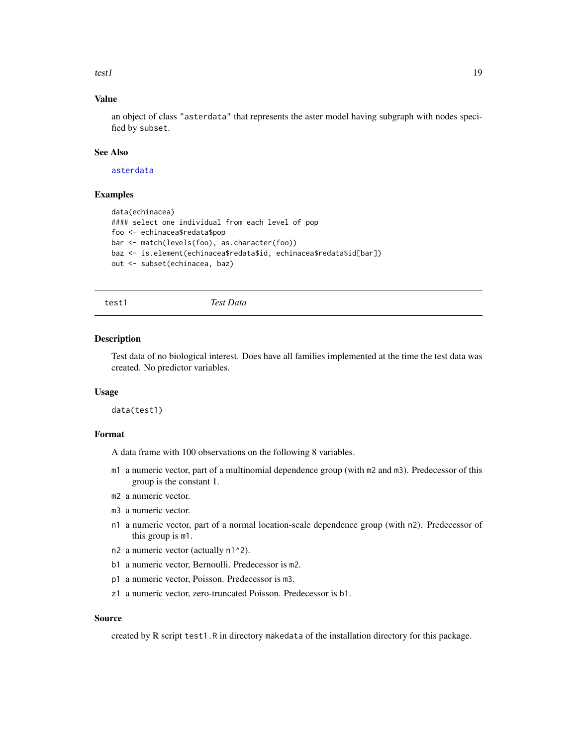### Value

an object of class "asterdata" that represents the aster model having subgraph with nodes specified by subset.

### See Also

asterdata

### Examples

```
data(echinacea)
#### select one individual from each level of pop
foo <- echinacea$redata$pop
bar <- match(levels(foo), as.character(foo))
baz <- is.element(echinacea$redata$id, echinacea$redata$id[bar])
out <- subset(echinacea, baz)
```

---

## test1 *Test Data*

### Description

Test data of no biological interest. Does have all families implemented at the time the test data was created. No predictor variables.

### Usage

```
data(test1)
```

### Format

A data frame with 100 observations on the following 8 variables.

- `m1` a numeric vector, part of a multinomial dependence group (with `m2` and `m3`). Predecessor of this group is the constant 1.
- `m2` a numeric vector.
- `m3` a numeric vector.
- `n1` a numeric vector, part of a normal location-scale dependence group (with `n2`). Predecessor of this group is `m1`.
- `n2` a numeric vector (actually `n1^2`).
- `b1` a numeric vector, Bernoulli. Predecessor is `m2`.
- `p1` a numeric vector, Poisson. Predecessor is `m3`.
- `z1` a numeric vector, zero-truncated Poisson. Predecessor is `b1`.

### Source

created by R script `test1.R` in directory `makedata` of the installation directory for this package.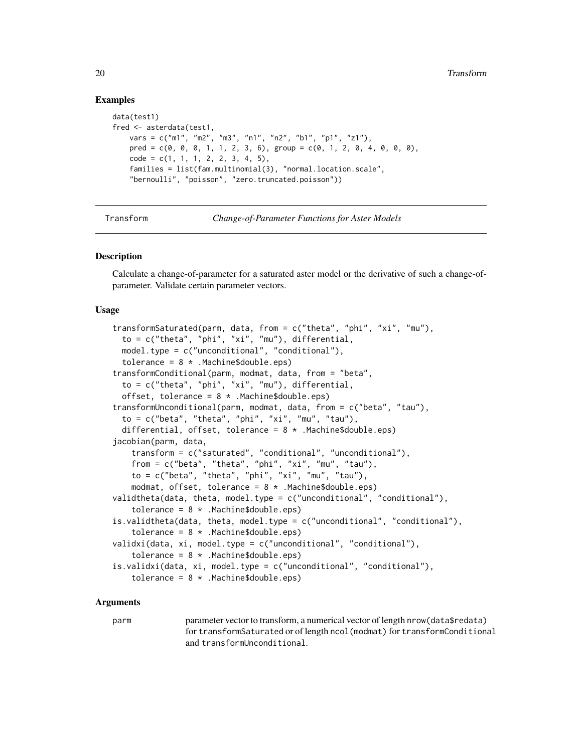## Examples

```
data(test1)
fred <- asterdata(test1,
    vars = c("m1", "m2", "m3", "n1", "n2", "b1", "p1", "z1"),
    pred = c(0, 0, 0, 1, 1, 2, 3, 6), group = c(0, 1, 2, 0, 4, 0, 0, 0),
    code = c(1, 1, 1, 2, 2, 3, 4, 5),
    families = list(fam.multinomial(3), "normal.location.scale",
    "bernoulli", "poisson", "zero.truncated.poisson"))
```

---

# Transform    *Change-of-Parameter Functions for Aster Models*

---

## Description

Calculate a change-of-parameter for a saturated aster model or the derivative of such a change-of-parameter. Validate certain parameter vectors.

## Usage

```
transformSaturated(parm, data, from = c("theta", "phi", "xi", "mu"),
  to = c("theta", "phi", "xi", "mu"), differential,
  model.type = c("unconditional", "conditional"),
  tolerance = 8 * .Machine$double.eps)
transformConditional(parm, modmat, data, from = "beta",
  to = c("theta", "phi", "xi", "mu"), differential,
  offset, tolerance = 8 * .Machine$double.eps)
transformUnconditional(parm, modmat, data, from = c("beta", "tau"),
  to = c("beta", "theta", "phi", "xi", "mu", "tau"),
  differential, offset, tolerance = 8 * .Machine$double.eps)
jacobian(parm, data,
    transform = c("saturated", "conditional", "unconditional"),
    from = c("beta", "theta", "phi", "xi", "mu", "tau"),
    to = c("beta", "theta", "phi", "xi", "mu", "tau"),
    modmat, offset, tolerance = 8 * .Machine$double.eps)
validtheta(data, theta, model.type = c("unconditional", "conditional"),
    tolerance = 8 * .Machine$double.eps)
is.validtheta(data, theta, model.type = c("unconditional", "conditional"),
    tolerance = 8 * .Machine$double.eps)
validxi(data, xi, model.type = c("unconditional", "conditional"),
    tolerance = 8 * .Machine$double.eps)
is.validxi(data, xi, model.type = c("unconditional", "conditional"),
    tolerance = 8 * .Machine$double.eps)
```

## Arguments

| | |
|---|---|
| `parm` | parameter vector to transform, a numerical vector of length `nrow(data$redata)` for `transformSaturated` or of length `ncol(modmat)` for `transformConditional` and `transformUnconditional`. |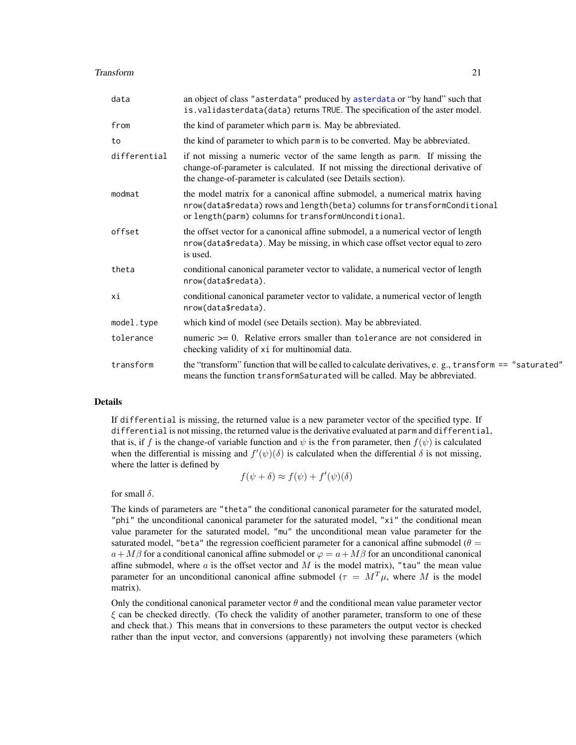| | |
|---|---|
| `data` | an object of class "asterdata" produced by `asterdata` or "by hand" such that `is.validasterdata(data)` returns `TRUE`. The specification of the aster model. |
| `from` | the kind of parameter which `parm` is. May be abbreviated. |
| `to` | the kind of parameter to which `parm` is to be converted. May be abbreviated. |
| `differential` | if not missing a numeric vector of the same length as `parm`. If missing the change-of-parameter is calculated. If not missing the directional derivative of the change-of-parameter is calculated (see Details section). |
| `modmat` | the model matrix for a canonical affine submodel, a numerical matrix having `nrow(data$redata)` rows and `length(beta)` columns for `transformConditional` or `length(parm)` columns for `transformUnconditional`. |
| `offset` | the offset vector for a canonical affine submodel, a a numerical vector of length `nrow(data$redata)`. May be missing, in which case offset vector equal to zero is used. |
| `theta` | conditional canonical parameter vector to validate, a numerical vector of length `nrow(data$redata)`. |
| `xi` | conditional canonical parameter vector to validate, a numerical vector of length `nrow(data$redata)`. |
| `model.type` | which kind of model (see Details section). May be abbreviated. |
| `tolerance` | numeric >= 0. Relative errors smaller than `tolerance` are not considered in checking validity of `xi` for multinomial data. |
| `transform` | the "transform" function that will be called to calculate derivatives, e. g., `transform == "saturated"` means the function `transformSaturated` will be called. May be abbreviated. |

## Details

If `differential` is missing, the returned value is a new parameter vector of the specified type. If `differential` is not missing, the returned value is the derivative evaluated at `parm` and `differential`, that is, if $f$ is the change-of variable function and $\psi$ is the `from` parameter, then $f(\psi)$ is calculated when the differential is missing and $f'(\psi)(\delta)$ is calculated when the differential $\delta$ is not missing, where the latter is defined by

$$f(\psi + \delta) \approx f(\psi) + f'(\psi)(\delta)$$

for small $\delta$.

The kinds of parameters are "theta" the conditional canonical parameter for the saturated model, "phi" the unconditional canonical parameter for the saturated model, "xi" the conditional mean value parameter for the saturated model, "mu" the unconditional mean value parameter for the saturated model, "beta" the regression coefficient parameter for a canonical affine submodel ($\theta = a + M\beta$ for a conditional canonical affine submodel or $\varphi = a + M\beta$ for an unconditional canonical affine submodel, where $a$ is the offset vector and $M$ is the model matrix), "tau" the mean value parameter for an unconditional canonical affine submodel ($\tau = M^T\mu$, where $M$ is the model matrix).

Only the conditional canonical parameter vector $\theta$ and the conditional mean value parameter vector $\xi$ can be checked directly. (To check the validity of another parameter, transform to one of these and check that.) This means that in conversions to these parameters the output vector is checked rather than the input vector, and conversions (apparently) not involving these parameters (which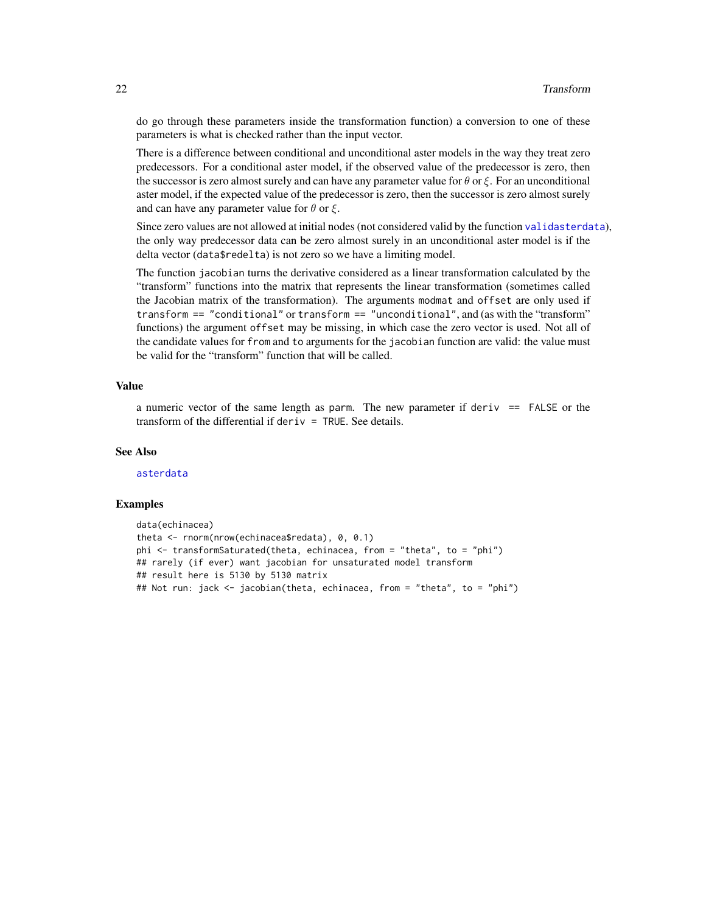do go through these parameters inside the transformation function) a conversion to one of these parameters is what is checked rather than the input vector.

There is a difference between conditional and unconditional aster models in the way they treat zero predecessors. For a conditional aster model, if the observed value of the predecessor is zero, then the successor is zero almost surely and can have any parameter value for $\theta$ or $\xi$. For an unconditional aster model, if the expected value of the predecessor is zero, then the successor is zero almost surely and can have any parameter value for $\theta$ or $\xi$.

Since zero values are not allowed at initial nodes (not considered valid by the function `validasterdata`), the only way predecessor data can be zero almost surely in an unconditional aster model is if the delta vector (`data$redelta`) is not zero so we have a limiting model.

The function `jacobian` turns the derivative considered as a linear transformation calculated by the "transform" functions into the matrix that represents the linear transformation (sometimes called the Jacobian matrix of the transformation). The arguments `modmat` and `offset` are only used if `transform == "conditional"` or `transform == "unconditional"`, and (as with the "transform" functions) the argument `offset` may be missing, in which case the zero vector is used. Not all of the candidate values for `from` and `to` arguments for the `jacobian` function are valid: the value must be valid for the "transform" function that will be called.

## Value

a numeric vector of the same length as `parm`. The new parameter if `deriv == FALSE` or the transform of the differential if `deriv = TRUE`. See details.

## See Also

`asterdata`

## Examples

```
data(echinacea)
theta <- rnorm(nrow(echinacea$redata), 0, 0.1)
phi <- transformSaturated(theta, echinacea, from = "theta", to = "phi")
## rarely (if ever) want jacobian for unsaturated model transform
## result here is 5130 by 5130 matrix
## Not run: jack <- jacobian(theta, echinacea, from = "theta", to = "phi")
```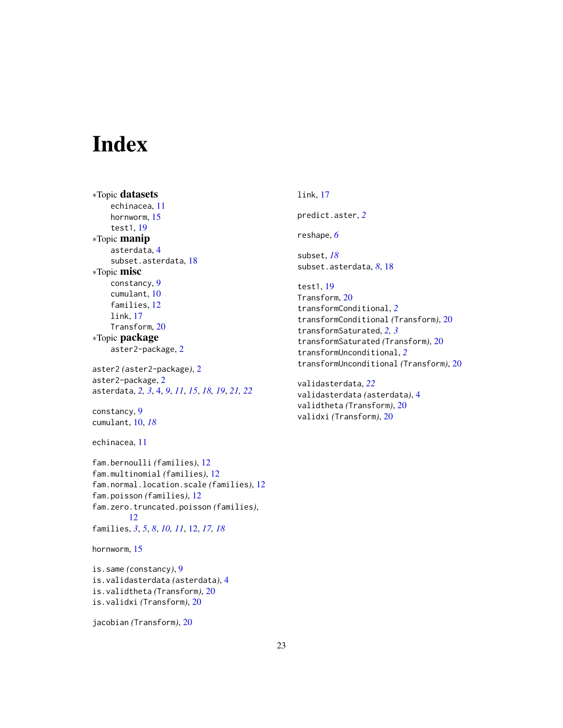# Index

*Topic **datasets**
    echinacea, 11
    hornworm, 15
    test1, 19
*Topic **manip**
    asterdata, 4
    subset.asterdata, 18
*Topic **misc**
    constancy, 9
    cumulant, 10
    families, 12
    link, 17
    Transform, 20
*Topic **package**
    aster2-package, 2

aster2 *(*aster2-package*)*, 2
aster2-package, 2
asterdata, *2, 3*, 4, *9*, *11*, *15*, *18, 19*, *21, 22*

constancy, 9
cumulant, 10, *18*

echinacea, 11

fam.bernoulli *(*families*)*, 12
fam.multinomial *(*families*)*, 12
fam.normal.location.scale *(*families*)*, 12
fam.poisson *(*families*)*, 12
fam.zero.truncated.poisson *(*families*)*, 12
families, *3*, *5*, *8*, *10, 11*, 12, *17, 18*

hornworm, 15

is.same *(*constancy*)*, 9
is.validasterdata *(*asterdata*)*, 4
is.validtheta *(*Transform*)*, 20
is.validxi *(*Transform*)*, 20

jacobian *(*Transform*)*, 20

link, 17

predict.aster, *2*

reshape, *6*

subset, *18*
subset.asterdata, *8*, 18

test1, 19
Transform, 20
transformConditional, *2*
transformConditional *(*Transform*)*, 20
transformSaturated, *2, 3*
transformSaturated *(*Transform*)*, 20
transformUnconditional, *2*
transformUnconditional *(*Transform*)*, 20

validasterdata, *22*
validasterdata *(*asterdata*)*, 4
validtheta *(*Transform*)*, 20
validxi *(*Transform*)*, 20